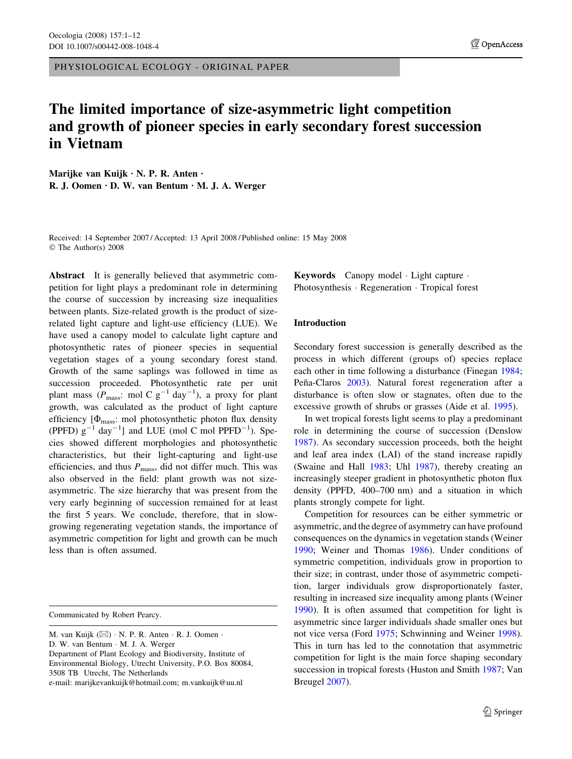PHYSIOLOGICAL ECOLOGY - ORIGINAL PAPER

# The limited importance of size-asymmetric light competition and growth of pioneer species in early secondary forest succession in Vietnam

**Marijke van Kuijk · N. P. R. Anten · R. J. Oomen · D. W. van Bentum · M. J. A. Werger**

Received: 14 September 2007 / Accepted: 13 April 2008 / Published online: 15 May 2008
© The Author(s) 2008

**Abstract** It is generally believed that asymmetric competition for light plays a predominant role in determining the course of succession by increasing size inequalities between plants. Size-related growth is the product of size-related light capture and light-use efficiency (LUE). We have used a canopy model to calculate light capture and photosynthetic rates of pioneer species in sequential vegetation stages of a young secondary forest stand. Growth of the same saplings was followed in time as succession proceeded. Photosynthetic rate per unit plant mass ($P_{mass}$: mol C $g^{-1}$ $day^{-1}$), a proxy for plant growth, was calculated as the product of light capture efficiency [$\Phi_{mass}$: mol photosynthetic photon flux density (PPFD) $g^{-1}$ $day^{-1}$] and LUE (mol C mol $PPFD^{-1}$). Species showed different morphologies and photosynthetic characteristics, but their light-capturing and light-use efficiencies, and thus $P_{mass}$, did not differ much. This was also observed in the field: plant growth was not size-asymmetric. The size hierarchy that was present from the very early beginning of succession remained for at least the first 5 years. We conclude, therefore, that in slow-growing regenerating vegetation stands, the importance of asymmetric competition for light and growth can be much less than is often assumed.

**Keywords** Canopy model · Light capture · Photosynthesis · Regeneration · Tropical forest

## Introduction

Secondary forest succession is generally described as the process in which different (groups of) species replace each other in time following a disturbance (Finegan 1984; Peña-Claros 2003). Natural forest regeneration after a disturbance is often slow or stagnates, often due to the excessive growth of shrubs or grasses (Aide et al. 1995).

In wet tropical forests light seems to play a predominant role in determining the course of succession (Denslow 1987). As secondary succession proceeds, both the height and leaf area index (LAI) of the stand increase rapidly (Swaine and Hall 1983; Uhl 1987), thereby creating an increasingly steeper gradient in photosynthetic photon flux density (PPFD, 400–700 nm) and a situation in which plants strongly compete for light.

Competition for resources can be either symmetric or asymmetric, and the degree of asymmetry can have profound consequences on the dynamics in vegetation stands (Weiner 1990; Weiner and Thomas 1986). Under conditions of symmetric competition, individuals grow in proportion to their size; in contrast, under those of asymmetric competition, larger individuals grow disproportionately faster, resulting in increased size inequality among plants (Weiner 1990). It is often assumed that competition for light is asymmetric since larger individuals shade smaller ones but not vice versa (Ford 1975; Schwinning and Weiner 1998). This in turn has led to the connotation that asymmetric competition for light is the main force shaping secondary succession in tropical forests (Huston and Smith 1987; Van Breugel 2007).

---

Communicated by Robert Pearcy.

M. van Kuijk (✉) · N. P. R. Anten · R. J. Oomen · D. W. van Bentum · M. J. A. Werger
Department of Plant Ecology and Biodiversity, Institute of Environmental Biology, Utrecht University, P.O. Box 80084, 3508 TB Utrecht, The Netherlands
e-mail: marijkevankuijk@hotmail.com; m.vankuijk@uu.nl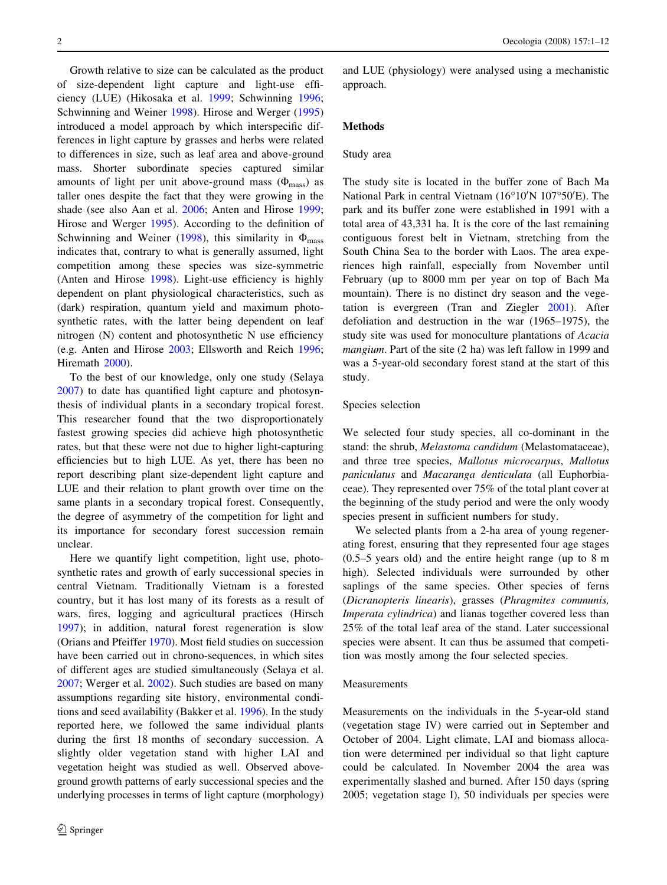Growth relative to size can be calculated as the product of size-dependent light capture and light-use efficiency (LUE) (Hikosaka et al. 1999; Schwinning 1996; Schwinning and Weiner 1998). Hirose and Werger (1995) introduced a model approach by which interspecific differences in light capture by grasses and herbs were related to differences in size, such as leaf area and above-ground mass. Shorter subordinate species captured similar amounts of light per unit above-ground mass ($\Phi_{mass}$) as taller ones despite the fact that they were growing in the shade (see also Aan et al. 2006; Anten and Hirose 1999; Hirose and Werger 1995). According to the definition of Schwinning and Weiner (1998), this similarity in $\Phi_{mass}$ indicates that, contrary to what is generally assumed, light competition among these species was size-symmetric (Anten and Hirose 1998). Light-use efficiency is highly dependent on plant physiological characteristics, such as (dark) respiration, quantum yield and maximum photosynthetic rates, with the latter being dependent on leaf nitrogen (N) content and photosynthetic N use efficiency (e.g. Anten and Hirose 2003; Ellsworth and Reich 1996; Hiremath 2000).

To the best of our knowledge, only one study (Selaya 2007) to date has quantified light capture and photosynthesis of individual plants in a secondary tropical forest. This researcher found that the two disproportionately fastest growing species did achieve high photosynthetic rates, but that these were not due to higher light-capturing efficiencies but to high LUE. As yet, there has been no report describing plant size-dependent light capture and LUE and their relation to plant growth over time on the same plants in a secondary tropical forest. Consequently, the degree of asymmetry of the competition for light and its importance for secondary forest succession remain unclear.

Here we quantify light competition, light use, photosynthetic rates and growth of early successional species in central Vietnam. Traditionally Vietnam is a forested country, but it has lost many of its forests as a result of wars, fires, logging and agricultural practices (Hirsch 1997); in addition, natural forest regeneration is slow (Orians and Pfeiffer 1970). Most field studies on succession have been carried out in chrono-sequences, in which sites of different ages are studied simultaneously (Selaya et al. 2007; Werger et al. 2002). Such studies are based on many assumptions regarding site history, environmental conditions and seed availability (Bakker et al. 1996). In the study reported here, we followed the same individual plants during the first 18 months of secondary succession. A slightly older vegetation stand with higher LAI and vegetation height was studied as well. Observed above-ground growth patterns of early successional species and the underlying processes in terms of light capture (morphology) and LUE (physiology) were analysed using a mechanistic approach.

## Methods

### Study area

The study site is located in the buffer zone of Bach Ma National Park in central Vietnam (16°10′N 107°50′E). The park and its buffer zone were established in 1991 with a total area of 43,331 ha. It is the core of the last remaining contiguous forest belt in Vietnam, stretching from the South China Sea to the border with Laos. The area experiences high rainfall, especially from November until February (up to 8000 mm per year on top of Bach Ma mountain). There is no distinct dry season and the vegetation is evergreen (Tran and Ziegler 2001). After defoliation and destruction in the war (1965–1975), the study site was used for monoculture plantations of *Acacia mangium*. Part of the site (2 ha) was left fallow in 1999 and was a 5-year-old secondary forest stand at the start of this study.

### Species selection

We selected four study species, all co-dominant in the stand: the shrub, *Melastoma candidum* (Melastomataceae), and three tree species, *Mallotus microcarpus*, *Mallotus paniculatus* and *Macaranga denticulata* (all Euphorbiaceae). They represented over 75% of the total plant cover at the beginning of the study period and were the only woody species present in sufficient numbers for study.

We selected plants from a 2-ha area of young regenerating forest, ensuring that they represented four age stages (0.5–5 years old) and the entire height range (up to 8 m high). Selected individuals were surrounded by other saplings of the same species. Other species of ferns (*Dicranopteris linearis*), grasses (*Phragmites communis, Imperata cylindrica*) and lianas together covered less than 25% of the total leaf area of the stand. Later successional species were absent. It can thus be assumed that competition was mostly among the four selected species.

### Measurements

Measurements on the individuals in the 5-year-old stand (vegetation stage IV) were carried out in September and October of 2004. Light climate, LAI and biomass allocation were determined per individual so that light capture could be calculated. In November 2004 the area was experimentally slashed and burned. After 150 days (spring 2005; vegetation stage I), 50 individuals per species were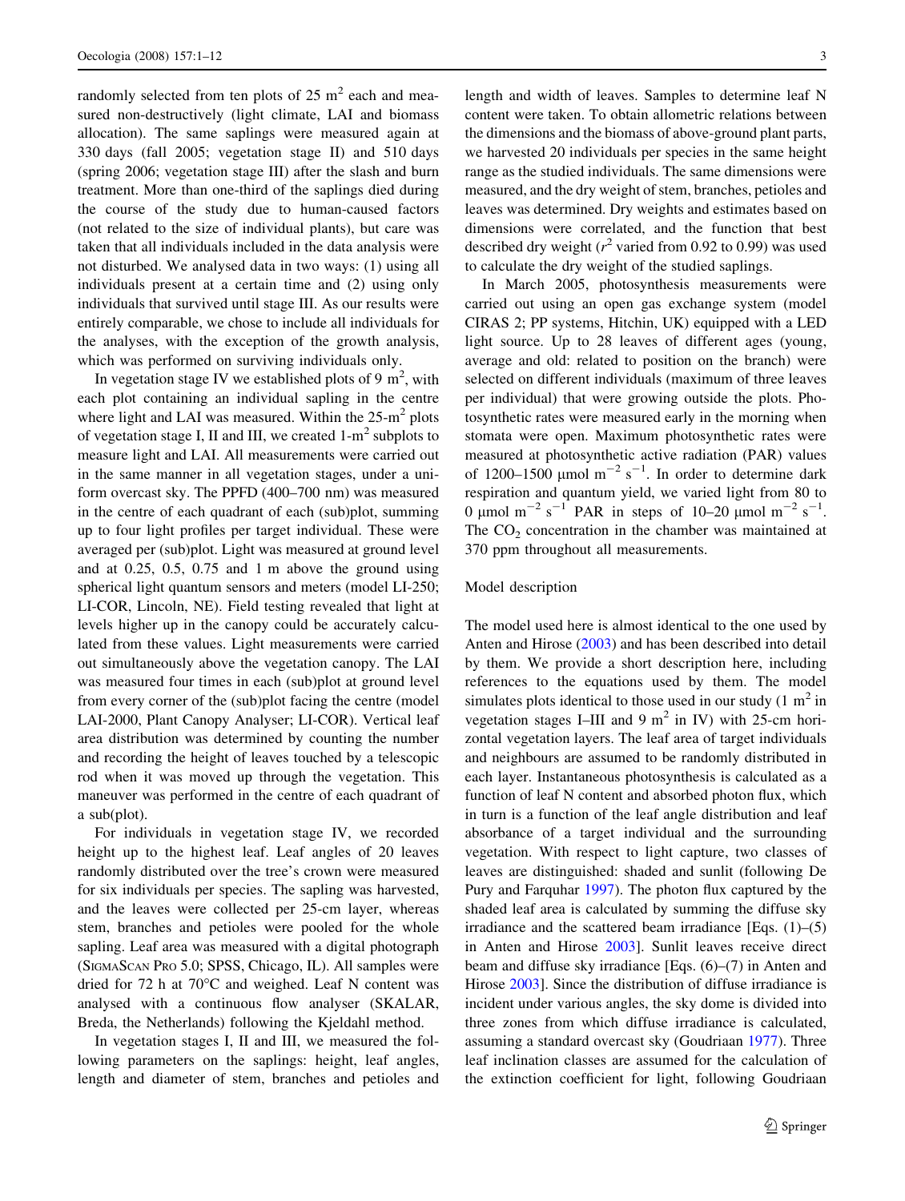randomly selected from ten plots of 25 $m^2$ each and measured non-destructively (light climate, LAI and biomass allocation). The same saplings were measured again at 330 days (fall 2005; vegetation stage II) and 510 days (spring 2006; vegetation stage III) after the slash and burn treatment. More than one-third of the saplings died during the course of the study due to human-caused factors (not related to the size of individual plants), but care was taken that all individuals included in the data analysis were not disturbed. We analysed data in two ways: (1) using all individuals present at a certain time and (2) using only individuals that survived until stage III. As our results were entirely comparable, we chose to include all individuals for the analyses, with the exception of the growth analysis, which was performed on surviving individuals only.

In vegetation stage IV we established plots of 9 $m^2$, with each plot containing an individual sapling in the centre where light and LAI was measured. Within the 25-$m^2$ plots of vegetation stage I, II and III, we created 1-$m^2$ subplots to measure light and LAI. All measurements were carried out in the same manner in all vegetation stages, under a uniform overcast sky. The PPFD (400–700 nm) was measured in the centre of each quadrant of each (sub)plot, summing up to four light profiles per target individual. These were averaged per (sub)plot. Light was measured at ground level and at 0.25, 0.5, 0.75 and 1 m above the ground using spherical light quantum sensors and meters (model LI-250; LI-COR, Lincoln, NE). Field testing revealed that light at levels higher up in the canopy could be accurately calculated from these values. Light measurements were carried out simultaneously above the vegetation canopy. The LAI was measured four times in each (sub)plot at ground level from every corner of the (sub)plot facing the centre (model LAI-2000, Plant Canopy Analyser; LI-COR). Vertical leaf area distribution was determined by counting the number and recording the height of leaves touched by a telescopic rod when it was moved up through the vegetation. This maneuver was performed in the centre of each quadrant of a sub(plot).

For individuals in vegetation stage IV, we recorded height up to the highest leaf. Leaf angles of 20 leaves randomly distributed over the tree's crown were measured for six individuals per species. The sapling was harvested, and the leaves were collected per 25-cm layer, whereas stem, branches and petioles were pooled for the whole sapling. Leaf area was measured with a digital photograph (SigmaScan Pro 5.0; SPSS, Chicago, IL). All samples were dried for 72 h at 70°C and weighed. Leaf N content was analysed with a continuous flow analyser (SKALAR, Breda, the Netherlands) following the Kjeldahl method.

In vegetation stages I, II and III, we measured the following parameters on the saplings: height, leaf angles, length and diameter of stem, branches and petioles and length and width of leaves. Samples to determine leaf N content were taken. To obtain allometric relations between the dimensions and the biomass of above-ground plant parts, we harvested 20 individuals per species in the same height range as the studied individuals. The same dimensions were measured, and the dry weight of stem, branches, petioles and leaves was determined. Dry weights and estimates based on dimensions were correlated, and the function that best described dry weight ($r^2$ varied from 0.92 to 0.99) was used to calculate the dry weight of the studied saplings.

In March 2005, photosynthesis measurements were carried out using an open gas exchange system (model CIRAS 2; PP systems, Hitchin, UK) equipped with a LED light source. Up to 28 leaves of different ages (young, average and old: related to position on the branch) were selected on different individuals (maximum of three leaves per individual) that were growing outside the plots. Photosynthetic rates were measured early in the morning when stomata were open. Maximum photosynthetic rates were measured at photosynthetic active radiation (PAR) values of 1200–1500 μmol $m^{-2}$ $s^{-1}$. In order to determine dark respiration and quantum yield, we varied light from 80 to 0 μmol $m^{-2}$ $s^{-1}$ PAR in steps of 10–20 μmol $m^{-2}$ $s^{-1}$. The $CO_2$ concentration in the chamber was maintained at 370 ppm throughout all measurements.

## Model description

The model used here is almost identical to the one used by Anten and Hirose (2003) and has been described into detail by them. We provide a short description here, including references to the equations used by them. The model simulates plots identical to those used in our study (1 $m^2$ in vegetation stages I–III and 9 $m^2$ in IV) with 25-cm horizontal vegetation layers. The leaf area of target individuals and neighbours are assumed to be randomly distributed in each layer. Instantaneous photosynthesis is calculated as a function of leaf N content and absorbed photon flux, which in turn is a function of the leaf angle distribution and leaf absorbance of a target individual and the surrounding vegetation. With respect to light capture, two classes of leaves are distinguished: shaded and sunlit (following De Pury and Farquhar 1997). The photon flux captured by the shaded leaf area is calculated by summing the diffuse sky irradiance and the scattered beam irradiance [Eqs. (1)–(5) in Anten and Hirose 2003]. Sunlit leaves receive direct beam and diffuse sky irradiance [Eqs. (6)–(7) in Anten and Hirose 2003]. Since the distribution of diffuse irradiance is incident under various angles, the sky dome is divided into three zones from which diffuse irradiance is calculated, assuming a standard overcast sky (Goudriaan 1977). Three leaf inclination classes are assumed for the calculation of the extinction coefficient for light, following Goudriaan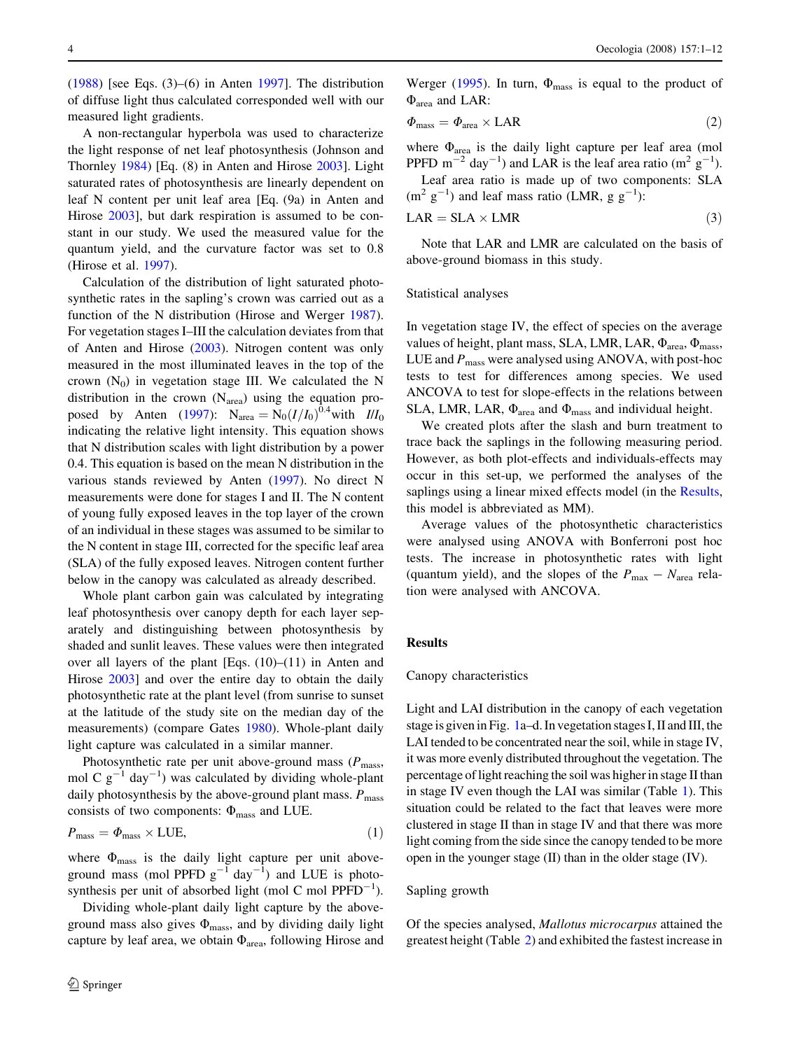(1988) [see Eqs. (3)–(6) in Anten 1997]. The distribution of diffuse light thus calculated corresponded well with our measured light gradients.

A non-rectangular hyperbola was used to characterize the light response of net leaf photosynthesis (Johnson and Thornley 1984) [Eq. (8) in Anten and Hirose 2003]. Light saturated rates of photosynthesis are linearly dependent on leaf N content per unit leaf area [Eq. (9a) in Anten and Hirose 2003], but dark respiration is assumed to be constant in our study. We used the measured value for the quantum yield, and the curvature factor was set to 0.8 (Hirose et al. 1997).

Calculation of the distribution of light saturated photosynthetic rates in the sapling's crown was carried out as a function of the N distribution (Hirose and Werger 1987). For vegetation stages I–III the calculation deviates from that of Anten and Hirose (2003). Nitrogen content was only measured in the most illuminated leaves in the top of the crown ($N_0$) in vegetation stage III. We calculated the N distribution in the crown ($N_{area}$) using the equation proposed by Anten (1997): $N_{area} = N_0(I/I_0)^{0.4}$ with $I/I_0$ indicating the relative light intensity. This equation shows that N distribution scales with light distribution by a power 0.4. This equation is based on the mean N distribution in the various stands reviewed by Anten (1997). No direct N measurements were done for stages I and II. The N content of young fully exposed leaves in the top layer of the crown of an individual in these stages was assumed to be similar to the N content in stage III, corrected for the specific leaf area (SLA) of the fully exposed leaves. Nitrogen content further below in the canopy was calculated as already described.

Whole plant carbon gain was calculated by integrating leaf photosynthesis over canopy depth for each layer separately and distinguishing between photosynthesis by shaded and sunlit leaves. These values were then integrated over all layers of the plant [Eqs. (10)–(11) in Anten and Hirose 2003] and over the entire day to obtain the daily photosynthetic rate at the plant level (from sunrise to sunset at the latitude of the study site on the median day of the measurements) (compare Gates 1980). Whole-plant daily light capture was calculated in a similar manner.

Photosynthetic rate per unit above-ground mass ($P_{mass}$, mol C $g^{-1}$ $day^{-1}$) was calculated by dividing whole-plant daily photosynthesis by the above-ground plant mass. $P_{mass}$ consists of two components: $\Phi_{mass}$ and LUE.

$$P_{mass} = \Phi_{mass} \times \text{LUE}, \quad (1)$$

where $\Phi_{mass}$ is the daily light capture per unit above-ground mass (mol PPFD $g^{-1}$ $day^{-1}$) and LUE is photosynthesis per unit of absorbed light (mol C mol $PPFD^{-1}$).

Dividing whole-plant daily light capture by the above-ground mass also gives $\Phi_{mass}$, and by dividing daily light capture by leaf area, we obtain $\Phi_{area}$, following Hirose and Werger (1995). In turn, $\Phi_{mass}$ is equal to the product of $\Phi_{area}$ and LAR:

$$\Phi_{mass} = \Phi_{area} \times \text{LAR} \quad (2)$$

where $\Phi_{area}$ is the daily light capture per leaf area (mol PPFD $m^{-2}$ $day^{-1}$) and LAR is the leaf area ratio ($m^2$ $g^{-1}$).

Leaf area ratio is made up of two components: SLA ($m^2$ $g^{-1}$) and leaf mass ratio (LMR, g $g^{-1}$):

$$\text{LAR} = \text{SLA} \times \text{LMR} \quad (3)$$

Note that LAR and LMR are calculated on the basis of above-ground biomass in this study.

## Statistical analyses

In vegetation stage IV, the effect of species on the average values of height, plant mass, SLA, LMR, LAR, $\Phi_{area}$, $\Phi_{mass}$, LUE and $P_{mass}$ were analysed using ANOVA, with post-hoc tests to test for differences among species. We used ANCOVA to test for slope-effects in the relations between SLA, LMR, LAR, $\Phi_{area}$ and $\Phi_{mass}$ and individual height.

We created plots after the slash and burn treatment to trace back the saplings in the following measuring period. However, as both plot-effects and individuals-effects may occur in this set-up, we performed the analyses of the saplings using a linear mixed effects model (in the Results, this model is abbreviated as MM).

Average values of the photosynthetic characteristics were analysed using ANOVA with Bonferroni post hoc tests. The increase in photosynthetic rates with light (quantum yield), and the slopes of the $P_{max} - N_{area}$ relation were analysed with ANCOVA.

# Results

## Canopy characteristics

Light and LAI distribution in the canopy of each vegetation stage is given in Fig. 1a–d. In vegetation stages I, II and III, the LAI tended to be concentrated near the soil, while in stage IV, it was more evenly distributed throughout the vegetation. The percentage of light reaching the soil was higher in stage II than in stage IV even though the LAI was similar (Table 1). This situation could be related to the fact that leaves were more clustered in stage II than in stage IV and that there was more light coming from the side since the canopy tended to be more open in the younger stage (II) than in the older stage (IV).

## Sapling growth

Of the species analysed, *Mallotus microcarpus* attained the greatest height (Table 2) and exhibited the fastest increase in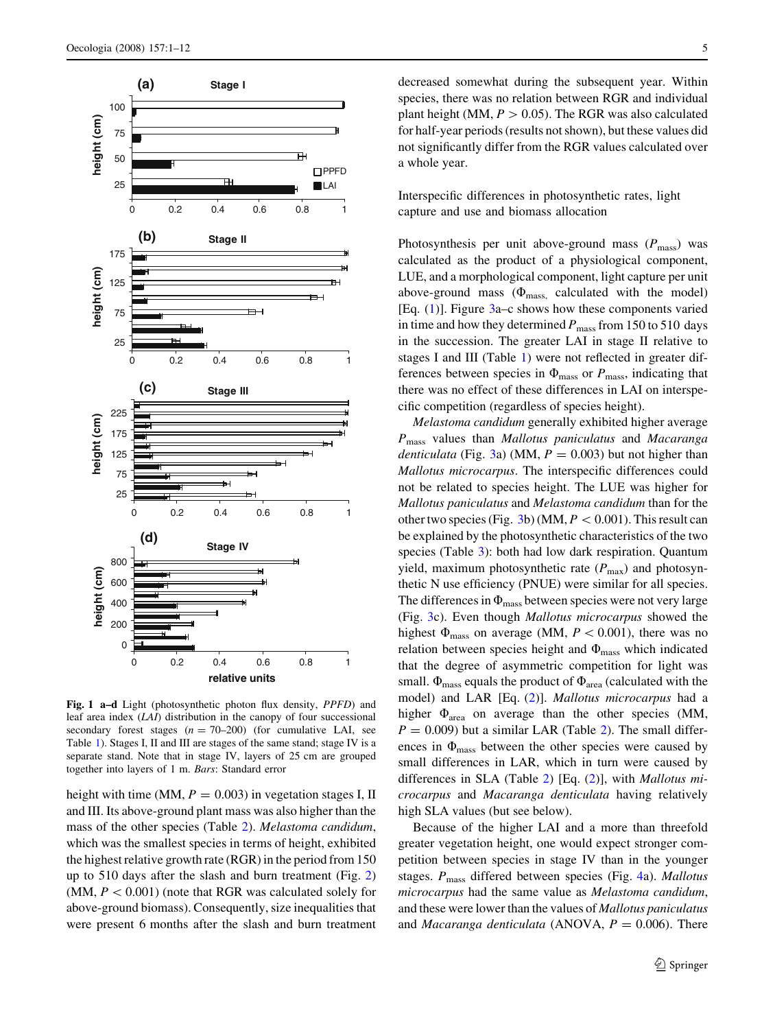**Fig. 1 a–d** Light (photosynthetic photon flux density, *PPFD*) and leaf area index (*LAI*) distribution in the canopy of four successional secondary forest stages ($n = 70$–$200$) (for cumulative LAI, see Table 1). Stages I, II and III are stages of the same stand; stage IV is a separate stand. Note that in stage IV, layers of 25 cm are grouped together into layers of 1 m. *Bars*: Standard error

height with time (MM, $P = 0.003$) in vegetation stages I, II and III. Its above-ground plant mass was also higher than the mass of the other species (Table 2). *Melastoma candidum*, which was the smallest species in terms of height, exhibited the highest relative growth rate (RGR) in the period from 150 up to 510 days after the slash and burn treatment (Fig. 2) (MM, $P < 0.001$) (note that RGR was calculated solely for above-ground biomass). Consequently, size inequalities that were present 6 months after the slash and burn treatment decreased somewhat during the subsequent year. Within species, there was no relation between RGR and individual plant height (MM, $P > 0.05$). The RGR was also calculated for half-year periods (results not shown), but these values did not significantly differ from the RGR values calculated over a whole year.

## Interspecific differences in photosynthetic rates, light capture and use and biomass allocation

Photosynthesis per unit above-ground mass ($P_{mass}$) was calculated as the product of a physiological component, LUE, and a morphological component, light capture per unit above-ground mass ($\Phi_{mass,}$ calculated with the model) [Eq. (1)]. Figure 3a–c shows how these components varied in time and how they determined $P_{mass}$ from 150 to 510 days in the succession. The greater LAI in stage II relative to stages I and III (Table 1) were not reflected in greater differences between species in $\Phi_{mass}$ or $P_{mass}$, indicating that there was no effect of these differences in LAI on interspecific competition (regardless of species height).

*Melastoma candidum* generally exhibited higher average $P_{mass}$ values than *Mallotus paniculatus* and *Macaranga denticulata* (Fig. 3a) (MM, $P = 0.003$) but not higher than *Mallotus microcarpus*. The interspecific differences could not be related to species height. The LUE was higher for *Mallotus paniculatus* and *Melastoma candidum* than for the other two species (Fig. 3b) (MM, $P < 0.001$). This result can be explained by the photosynthetic characteristics of the two species (Table 3): both had low dark respiration. Quantum yield, maximum photosynthetic rate ($P_{max}$) and photosynthetic N use efficiency (PNUE) were similar for all species. The differences in $\Phi_{mass}$ between species were not very large (Fig. 3c). Even though *Mallotus microcarpus* showed the highest $\Phi_{mass}$ on average (MM, $P < 0.001$), there was no relation between species height and $\Phi_{mass}$ which indicated that the degree of asymmetric competition for light was small. $\Phi_{mass}$ equals the product of $\Phi_{area}$ (calculated with the model) and LAR [Eq. (2)]. *Mallotus microcarpus* had a higher $\Phi_{area}$ on average than the other species (MM, $P = 0.009$) but a similar LAR (Table 2). The small differences in $\Phi_{mass}$ between the other species were caused by small differences in LAR, which in turn were caused by differences in SLA (Table 2) [Eq. (2)], with *Mallotus microcarpus* and *Macaranga denticulata* having relatively high SLA values (but see below).

Because of the higher LAI and a more than threefold greater vegetation height, one would expect stronger competition between species in stage IV than in the younger stages. $P_{mass}$ differed between species (Fig. 4a). *Mallotus microcarpus* had the same value as *Melastoma candidum*, and these were lower than the values of *Mallotus paniculatus* and *Macaranga denticulata* (ANOVA, $P = 0.006$). There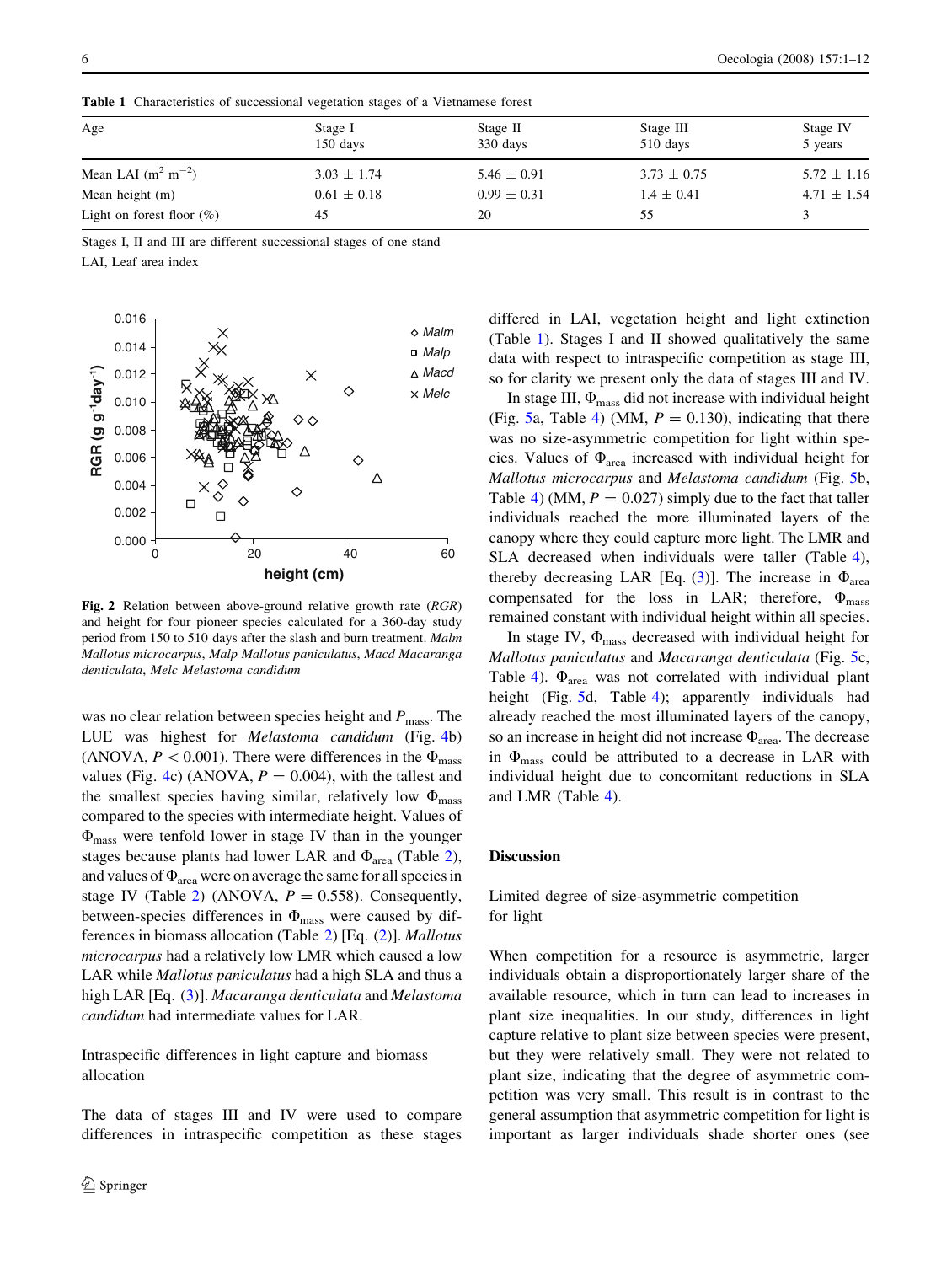**Table 1** Characteristics of successional vegetation stages of a Vietnamese forest

| Age | Stage I 150 days | Stage II 330 days | Stage III 510 days | Stage IV 5 years |
|---|---|---|---|---|
| Mean LAI ($m^2$ $m^{-2}$) | 3.03 ± 1.74 | 5.46 ± 0.91 | 3.73 ± 0.75 | 5.72 ± 1.16 |
| Mean height (m) | 0.61 ± 0.18 | 0.99 ± 0.31 | 1.4 ± 0.41 | 4.71 ± 1.54 |
| Light on forest floor (%) | 45 | 20 | 55 | 3 |

Stages I, II and III are different successional stages of one stand

LAI, Leaf area index

**Fig. 2** Relation between above-ground relative growth rate (*RGR*) and height for four pioneer species calculated for a 360-day study period from 150 to 510 days after the slash and burn treatment. *Malm Mallotus microcarpus*, *Malp Mallotus paniculatus*, *Macd Macaranga denticulata*, *Melc Melastoma candidum*

was no clear relation between species height and $P_{mass}$. The LUE was highest for *Melastoma candidum* (Fig. 4b) (ANOVA, $P < 0.001$). There were differences in the $\Phi_{mass}$ values (Fig. 4c) (ANOVA, $P = 0.004$), with the tallest and the smallest species having similar, relatively low $\Phi_{mass}$ compared to the species with intermediate height. Values of $\Phi_{mass}$ were tenfold lower in stage IV than in the younger stages because plants had lower LAR and $\Phi_{area}$ (Table 2), and values of $\Phi_{area}$ were on average the same for all species in stage IV (Table 2) (ANOVA, $P = 0.558$). Consequently, between-species differences in $\Phi_{mass}$ were caused by differences in biomass allocation (Table 2) [Eq. (2)]. *Mallotus microcarpus* had a relatively low LMR which caused a low LAR while *Mallotus paniculatus* had a high SLA and thus a high LAR [Eq. (3)]. *Macaranga denticulata* and *Melastoma candidum* had intermediate values for LAR.

### Intraspecific differences in light capture and biomass allocation

The data of stages III and IV were used to compare differences in intraspecific competition as these stages differed in LAI, vegetation height and light extinction (Table 1). Stages I and II showed qualitatively the same data with respect to intraspecific competition as stage III, so for clarity we present only the data of stages III and IV.

In stage III, $\Phi_{mass}$ did not increase with individual height (Fig. 5a, Table 4) (MM, $P = 0.130$), indicating that there was no size-asymmetric competition for light within species. Values of $\Phi_{area}$ increased with individual height for *Mallotus microcarpus* and *Melastoma candidum* (Fig. 5b, Table 4) (MM, $P = 0.027$) simply due to the fact that taller individuals reached the more illuminated layers of the canopy where they could capture more light. The LMR and SLA decreased when individuals were taller (Table 4), thereby decreasing LAR [Eq. (3)]. The increase in $\Phi_{area}$ compensated for the loss in LAR; therefore, $\Phi_{mass}$ remained constant with individual height within all species.

In stage IV, $\Phi_{mass}$ decreased with individual height for *Mallotus paniculatus* and *Macaranga denticulata* (Fig. 5c, Table 4). $\Phi_{area}$ was not correlated with individual plant height (Fig. 5d, Table 4); apparently individuals had already reached the most illuminated layers of the canopy, so an increase in height did not increase $\Phi_{area}$. The decrease in $\Phi_{mass}$ could be attributed to a decrease in LAR with individual height due to concomitant reductions in SLA and LMR (Table 4).

## Discussion

### Limited degree of size-asymmetric competition for light

When competition for a resource is asymmetric, larger individuals obtain a disproportionately larger share of the available resource, which in turn can lead to increases in plant size inequalities. In our study, differences in light capture relative to plant size between species were present, but they were relatively small. They were not related to plant size, indicating that the degree of asymmetric competition was very small. This result is in contrast to the general assumption that asymmetric competition for light is important as larger individuals shade shorter ones (see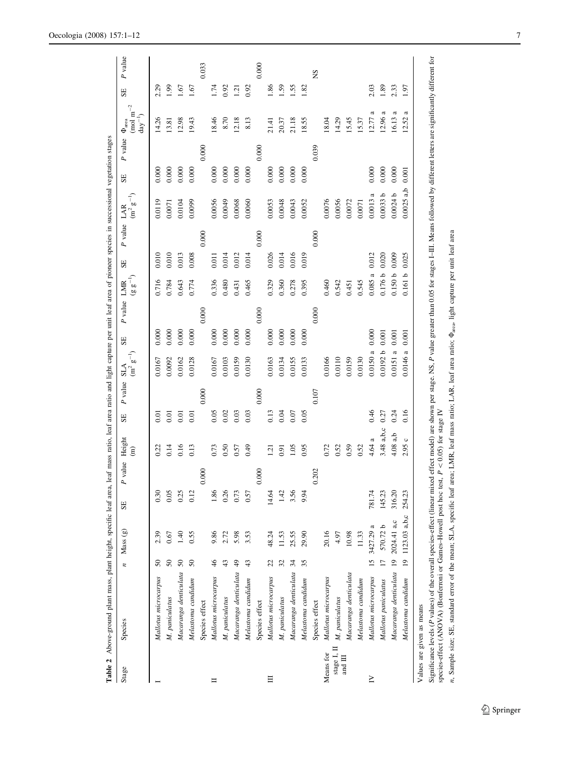**Table 2** Above-ground plant mass, plant height, specific leaf area, leaf mass ratio, leaf area ratio and light capture per unit leaf area of pioneer species in successional vegetation stages

| Stage | Species | *n* | Mass (g) | SE | *P* value | Height (m) | SE | *P* value | SLA ($m^2\ g^{-1}$) | SE | *P* value | LMR ($g\ g^{-1}$) | SE | *P* value | LAR ($m^2\ g^{-1}$) | SE | *P* value | $\Phi_{area}$ ($mol\ m^{-2}\ day^{-1}$) | SE | *P* value |
|---|---|---|---|---|---|---|---|---|---|---|---|---|---|---|---|---|---|---|---|---|
| I | *Mallotus microcarpus* | 50 | 2.39 | 0.30 | | 0.22 | 0.01 | | 0.0167 | 0.000 | | 0.716 | 0.010 | | 0.0119 | 0.000 | | 14.26 | 2.29 | |
| | *M. paniculatus* | 50 | 0.67 | 0.05 | | 0.14 | 0.01 | | 0.0092 | 0.000 | | 0.784 | 0.010 | | 0.0071 | 0.000 | | 13.81 | 1.99 | |
| | *Macaranga denticulata* | 50 | 1.40 | 0.25 | | 0.16 | 0.01 | | 0.0162 | 0.000 | | 0.643 | 0.013 | | 0.0104 | 0.000 | | 12.98 | 1.67 | |
| | *Melastoma candidum* | 50 | 0.55 | 0.12 | | 0.13 | 0.01 | | 0.0128 | 0.000 | | 0.774 | 0.008 | | 0.0099 | 0.000 | | 19.43 | 1.67 | |
| | Species effect | | | | 0.000 | | | 0.000 | | | 0.000 | | | 0.000 | | | 0.000 | | | 0.033 |
| II | *Mallotus microcarpus* | 46 | 9.86 | 1.86 | | 0.73 | 0.05 | | 0.0167 | 0.000 | | 0.336 | 0.011 | | 0.0056 | 0.000 | | 18.46 | 1.74 | |
| | *M. paniculatus* | 43 | 2.72 | 0.26 | | 0.50 | 0.02 | | 0.0103 | 0.000 | | 0.480 | 0.014 | | 0.0049 | 0.000 | | 8.70 | 0.92 | |
| | *Macaranga denticulata* | 49 | 5.98 | 0.73 | | 0.57 | 0.03 | | 0.0159 | 0.000 | | 0.431 | 0.012 | | 0.0068 | 0.000 | | 12.18 | 1.21 | |
| | *Melastoma candidum* | 43 | 3.53 | 0.57 | | 0.49 | 0.03 | | 0.0130 | 0.000 | | 0.465 | 0.014 | | 0.0060 | 0.000 | | 8.13 | 0.92 | |
| | Species effect | | | | 0.000 | | | 0.000 | | | 0.000 | | | 0.000 | | | 0.000 | | | 0.000 |
| III | *Mallotus microcarpus* | 22 | 48.24 | 14.64 | | 1.21 | 0.13 | | 0.0163 | 0.000 | | 0.329 | 0.026 | | 0.0053 | 0.000 | | 21.41 | 1.86 | |
| | *M. paniculatus* | 32 | 11.53 | 1.42 | | 0.91 | 0.04 | | 0.0134 | 0.000 | | 0.360 | 0.014 | | 0.0048 | 0.000 | | 20.37 | 1.59 | |
| | *Macaranga denticulata* | 34 | 25.55 | 3.56 | | 1.05 | 0.07 | | 0.0155 | 0.000 | | 0.278 | 0.016 | | 0.0043 | 0.000 | | 21.18 | 1.55 | |
| | *Melastoma candidum* | 35 | 29.90 | 9.94 | | 0.95 | 0.05 | | 0.0133 | 0.000 | | 0.395 | 0.019 | | 0.0052 | 0.000 | | 18.55 | 1.82 | |
| | Species effect | | | | 0.202 | | | 0.107 | | | 0.000 | | | 0.000 | | | 0.039 | | | NS |
| Means for stage I, II and III | *Mallotus microcarpus* | | 20.16 | | | 0.72 | | | 0.0166 | | | 0.460 | | | 0.0076 | | | 18.04 | | |
| | *M. paniculatus* | | 4.97 | | | 0.52 | | | 0.0110 | | | 0.542 | | | 0.0056 | | | 14.29 | | |
| | *Macaranga denticulata* | | 10.98 | | | 0.59 | | | 0.0159 | | | 0.451 | | | 0.0072 | | | 15.45 | | |
| | *Melastoma candidum* | | 11.33 | | | 0.52 | | | 0.0130 | | | 0.545 | | | 0.0071 | | | 15.37 | | |
| IV | *Mallotus microcarpus* | 15 | 3427.29 a | 781.74 | | 4.64 a | 0.46 | | 0.0150 a | 0.000 | | 0.085 a | 0.012 | | 0.0013 a | 0.000 | | 12.77 a | 2.03 | |
| | *Mallotus paniculatus* | 17 | 570.72 b | 145.23 | | 3.48 a,b,c | 0.27 | | 0.0192 b | 0.001 | | 0.176 b | 0.020 | | 0.0033 b | 0.000 | | 12.96 a | 1.89 | |
| | *Macaranga denticulata* | 19 | 2024.41 a,c | 316.20 | | 4.08 a,b | 0.24 | | 0.0151 a | 0.001 | | 0.150 b | 0.009 | | 0.0024 b | 0.000 | | 16.13 a | 2.33 | |
| | *Melastoma candidum* | 19 | 1123.03 a,b,c | 254.23 | | 2.95 c | 0.16 | | 0.0146 a | 0.001 | | 0.161 b | 0.025 | | 0.0025 a,b | 0.001 | | 12.52 a | 1.97 | |

Values are given as means

Significance levels (*P* values) of the overall species-effect (linear mixed effect model) are shown per stage. NS, *P* value greater than 0.05 for stages I–III. Means followed by different letters are significantly different for species-effect (ANOVA) (Bonferroni or Games–Howell post hoc test, $P < 0.05$) for stage IV

*n*, Sample size; SE, standard error of the mean; SLA, specific leaf area; LMR, leaf mass ratio; LAR, leaf area ratio; $\Phi_{area}$, light capture per unit leaf area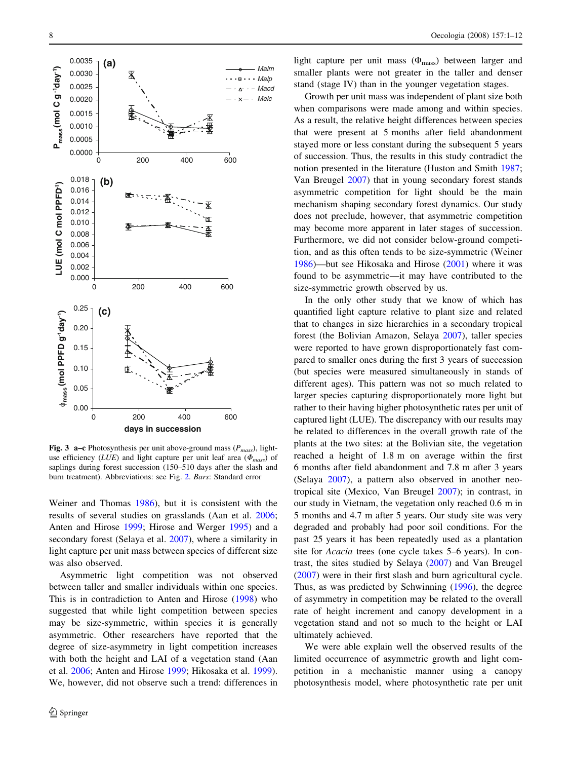Fig. 3 **a–c** Photosynthesis per unit above-ground mass ($P_{mass}$), light-use efficiency (*LUE*) and light capture per unit leaf area ($\Phi_{mass}$) of saplings during forest succession (150–510 days after the slash and burn treatment). Abbreviations: see Fig. 2. *Bars*: Standard error

Weiner and Thomas 1986), but it is consistent with the results of several studies on grasslands (Aan et al. 2006; Anten and Hirose 1999; Hirose and Werger 1995) and a secondary forest (Selaya et al. 2007), where a similarity in light capture per unit mass between species of different size was also observed.

Asymmetric light competition was not observed between taller and smaller individuals within one species. This is in contradiction to Anten and Hirose (1998) who suggested that while light competition between species may be size-symmetric, within species it is generally asymmetric. Other researchers have reported that the degree of size-asymmetry in light competition increases with both the height and LAI of a vegetation stand (Aan et al. 2006; Anten and Hirose 1999; Hikosaka et al. 1999). We, however, did not observe such a trend: differences in light capture per unit mass ($\Phi_{mass}$) between larger and smaller plants were not greater in the taller and denser stand (stage IV) than in the younger vegetation stages.

Growth per unit mass was independent of plant size both when comparisons were made among and within species. As a result, the relative height differences between species that were present at 5 months after field abandonment stayed more or less constant during the subsequent 5 years of succession. Thus, the results in this study contradict the notion presented in the literature (Huston and Smith 1987; Van Breugel 2007) that in young secondary forest stands asymmetric competition for light should be the main mechanism shaping secondary forest dynamics. Our study does not preclude, however, that asymmetric competition may become more apparent in later stages of succession. Furthermore, we did not consider below-ground competition, and as this often tends to be size-symmetric (Weiner 1986)—but see Hikosaka and Hirose (2001) where it was found to be asymmetric—it may have contributed to the size-symmetric growth observed by us.

In the only other study that we know of which has quantified light capture relative to plant size and related that to changes in size hierarchies in a secondary tropical forest (the Bolivian Amazon, Selaya 2007), taller species were reported to have grown disproportionately fast compared to smaller ones during the first 3 years of succession (but species were measured simultaneously in stands of different ages). This pattern was not so much related to larger species capturing disproportionately more light but rather to their having higher photosynthetic rates per unit of captured light (LUE). The discrepancy with our results may be related to differences in the overall growth rate of the plants at the two sites: at the Bolivian site, the vegetation reached a height of 1.8 m on average within the first 6 months after field abandonment and 7.8 m after 3 years (Selaya 2007), a pattern also observed in another neotropical site (Mexico, Van Breugel 2007); in contrast, in our study in Vietnam, the vegetation only reached 0.6 m in 5 months and 4.7 m after 5 years. Our study site was very degraded and probably had poor soil conditions. For the past 25 years it has been repeatedly used as a plantation site for *Acacia* trees (one cycle takes 5–6 years). In contrast, the sites studied by Selaya (2007) and Van Breugel (2007) were in their first slash and burn agricultural cycle. Thus, as was predicted by Schwinning (1996), the degree of asymmetry in competition may be related to the overall rate of height increment and canopy development in a vegetation stand and not so much to the height or LAI ultimately achieved.

We were able explain well the observed results of the limited occurrence of asymmetric growth and light competition in a mechanistic manner using a canopy photosynthesis model, where photosynthetic rate per unit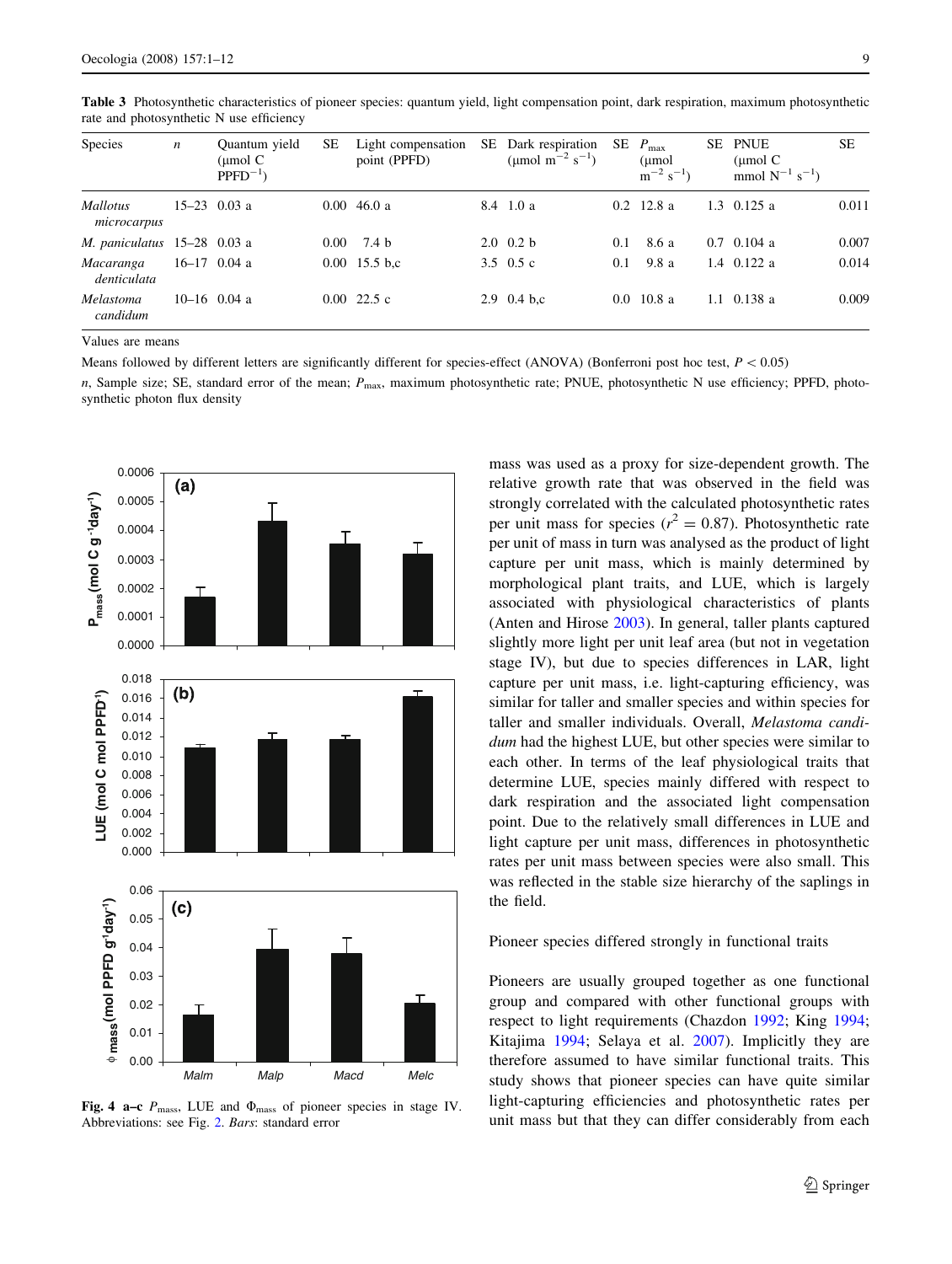**Table 3** Photosynthetic characteristics of pioneer species: quantum yield, light compensation point, dark respiration, maximum photosynthetic rate and photosynthetic N use efficiency

| Species | $n$ | Quantum yield (μmol C PPFD$^{-1}$) | SE | Light compensation point (PPFD) | SE | Dark respiration (μmol m$^{-2}$ s$^{-1}$) | SE | $P_{max}$ (μmol m$^{-2}$ s$^{-1}$) | SE | PNUE (μmol C mmol N$^{-1}$ s$^{-1}$) | SE |
|---|---|---|---|---|---|---|---|---|---|---|---|
| *Mallotus microcarpus* | 15–23 | 0.03 a | 0.00 | 46.0 a | 8.4 | 1.0 a | 0.2 | 12.8 a | 1.3 | 0.125 a | 0.011 |
| *M. paniculatus* | 15–28 | 0.03 a | 0.00 | 7.4 b | 2.0 | 0.2 b | 0.1 | 8.6 a | 0.7 | 0.104 a | 0.007 |
| *Macaranga denticulata* | 16–17 | 0.04 a | 0.00 | 15.5 b,c | 3.5 | 0.5 c | 0.1 | 9.8 a | 1.4 | 0.122 a | 0.014 |
| *Melastoma candidum* | 10–16 | 0.04 a | 0.00 | 22.5 c | 2.9 | 0.4 b,c | 0.0 | 10.8 a | 1.1 | 0.138 a | 0.009 |

Values are means

Means followed by different letters are significantly different for species-effect (ANOVA) (Bonferroni post hoc test, $P < 0.05$)

$n$, Sample size; SE, standard error of the mean; $P_{max}$, maximum photosynthetic rate; PNUE, photosynthetic N use efficiency; PPFD, photosynthetic photon flux density

**Fig. 4 a–c** $P_{mass}$, LUE and $\Phi_{mass}$ of pioneer species in stage IV. Abbreviations: see Fig. 2. *Bars*: standard error

mass was used as a proxy for size-dependent growth. The relative growth rate that was observed in the field was strongly correlated with the calculated photosynthetic rates per unit mass for species ($r^2 = 0.87$). Photosynthetic rate per unit of mass in turn was analysed as the product of light capture per unit mass, which is mainly determined by morphological plant traits, and LUE, which is largely associated with physiological characteristics of plants (Anten and Hirose 2003). In general, taller plants captured slightly more light per unit leaf area (but not in vegetation stage IV), but due to species differences in LAR, light capture per unit mass, i.e. light-capturing efficiency, was similar for taller and smaller species and within species for taller and smaller individuals. Overall, *Melastoma candidum* had the highest LUE, but other species were similar to each other. In terms of the leaf physiological traits that determine LUE, species mainly differed with respect to dark respiration and the associated light compensation point. Due to the relatively small differences in LUE and light capture per unit mass, differences in photosynthetic rates per unit mass between species were also small. This was reflected in the stable size hierarchy of the saplings in the field.

Pioneer species differed strongly in functional traits

Pioneers are usually grouped together as one functional group and compared with other functional groups with respect to light requirements (Chazdon 1992; King 1994; Kitajima 1994; Selaya et al. 2007). Implicitly they are therefore assumed to have similar functional traits. This study shows that pioneer species can have quite similar light-capturing efficiencies and photosynthetic rates per unit mass but that they can differ considerably from each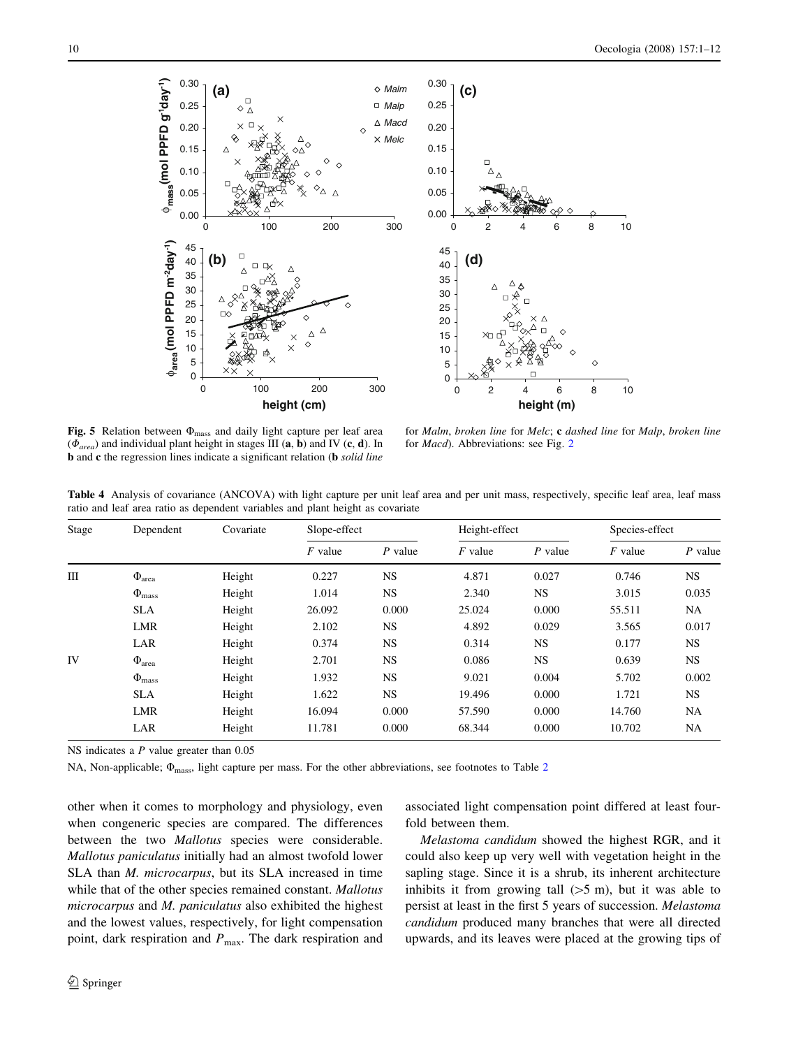Fig. 5 Relation between $\Phi_{mass}$ and daily light capture per leaf area ($\Phi_{area}$) and individual plant height in stages III (**a**, **b**) and IV (**c**, **d**). In **b** and **c** the regression lines indicate a significant relation (**b** *solid line* for *Malm*, *broken line* for *Melc*; **c** *dashed line* for *Malp*, *broken line* for *Macd*). Abbreviations: see Fig. 2

**Table 4** Analysis of covariance (ANCOVA) with light capture per unit leaf area and per unit mass, respectively, specific leaf area, leaf mass ratio and leaf area ratio as dependent variables and plant height as covariate

| Stage | Dependent | Covariate | Slope-effect | | Height-effect | | Species-effect | |
|---|---|---|---|---|---|---|---|---|
| | | | *F* value | *P* value | *F* value | *P* value | *F* value | *P* value |
| III | $\Phi_{area}$ | Height | 0.227 | NS | 4.871 | 0.027 | 0.746 | NS |
| | $\Phi_{mass}$ | Height | 1.014 | NS | 2.340 | NS | 3.015 | 0.035 |
| | SLA | Height | 26.092 | 0.000 | 25.024 | 0.000 | 55.511 | NA |
| | LMR | Height | 2.102 | NS | 4.892 | 0.029 | 3.565 | 0.017 |
| | LAR | Height | 0.374 | NS | 0.314 | NS | 0.177 | NS |
| IV | $\Phi_{area}$ | Height | 2.701 | NS | 0.086 | NS | 0.639 | NS |
| | $\Phi_{mass}$ | Height | 1.932 | NS | 9.021 | 0.004 | 5.702 | 0.002 |
| | SLA | Height | 1.622 | NS | 19.496 | 0.000 | 1.721 | NS |
| | LMR | Height | 16.094 | 0.000 | 57.590 | 0.000 | 14.760 | NA |
| | LAR | Height | 11.781 | 0.000 | 68.344 | 0.000 | 10.702 | NA |

NS indicates a *P* value greater than 0.05

NA, Non-applicable; $\Phi_{mass}$, light capture per mass. For the other abbreviations, see footnotes to Table 2

other when it comes to morphology and physiology, even when congeneric species are compared. The differences between the two *Mallotus* species were considerable. *Mallotus paniculatus* initially had an almost twofold lower SLA than *M. microcarpus*, but its SLA increased in time while that of the other species remained constant. *Mallotus microcarpus* and *M. paniculatus* also exhibited the highest and the lowest values, respectively, for light compensation point, dark respiration and $P_{max}$. The dark respiration and associated light compensation point differed at least fourfold between them.

*Melastoma candidum* showed the highest RGR, and it could also keep up very well with vegetation height in the sapling stage. Since it is a shrub, its inherent architecture inhibits it from growing tall (>5 m), but it was able to persist at least in the first 5 years of succession. *Melastoma candidum* produced many branches that were all directed upwards, and its leaves were placed at the growing tips of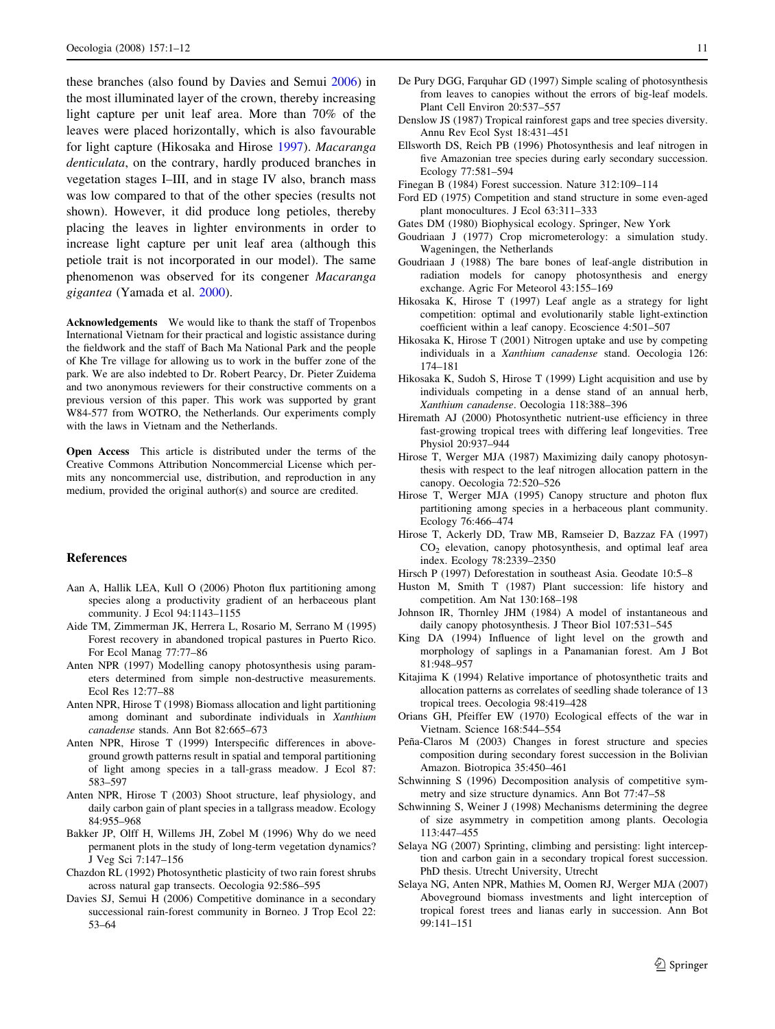these branches (also found by Davies and Semui 2006) in the most illuminated layer of the crown, thereby increasing light capture per unit leaf area. More than 70% of the leaves were placed horizontally, which is also favourable for light capture (Hikosaka and Hirose 1997). *Macaranga denticulata*, on the contrary, hardly produced branches in vegetation stages I–III, and in stage IV also, branch mass was low compared to that of the other species (results not shown). However, it did produce long petioles, thereby placing the leaves in lighter environments in order to increase light capture per unit leaf area (although this petiole trait is not incorporated in our model). The same phenomenon was observed for its congener *Macaranga gigantea* (Yamada et al. 2000).

**Acknowledgements** We would like to thank the staff of Tropenbos International Vietnam for their practical and logistic assistance during the fieldwork and the staff of Bach Ma National Park and the people of Khe Tre village for allowing us to work in the buffer zone of the park. We are also indebted to Dr. Robert Pearcy, Dr. Pieter Zuidema and two anonymous reviewers for their constructive comments on a previous version of this paper. This work was supported by grant W84-577 from WOTRO, the Netherlands. Our experiments comply with the laws in Vietnam and the Netherlands.

**Open Access** This article is distributed under the terms of the Creative Commons Attribution Noncommercial License which permits any noncommercial use, distribution, and reproduction in any medium, provided the original author(s) and source are credited.

## References

Aan A, Hallik LEA, Kull O (2006) Photon flux partitioning among species along a productivity gradient of an herbaceous plant community. J Ecol 94:1143–1155

Aide TM, Zimmerman JK, Herrera L, Rosario M, Serrano M (1995) Forest recovery in abandoned tropical pastures in Puerto Rico. For Ecol Manag 77:77–86

Anten NPR (1997) Modelling canopy photosynthesis using parameters determined from simple non-destructive measurements. Ecol Res 12:77–88

Anten NPR, Hirose T (1998) Biomass allocation and light partitioning among dominant and subordinate individuals in *Xanthium canadense* stands. Ann Bot 82:665–673

Anten NPR, Hirose T (1999) Interspecific differences in aboveground growth patterns result in spatial and temporal partitioning of light among species in a tall-grass meadow. J Ecol 87: 583–597

Anten NPR, Hirose T (2003) Shoot structure, leaf physiology, and daily carbon gain of plant species in a tallgrass meadow. Ecology 84:955–968

Bakker JP, Olff H, Willems JH, Zobel M (1996) Why do we need permanent plots in the study of long-term vegetation dynamics? J Veg Sci 7:147–156

Chazdon RL (1992) Photosynthetic plasticity of two rain forest shrubs across natural gap transects. Oecologia 92:586–595

Davies SJ, Semui H (2006) Competitive dominance in a secondary successional rain-forest community in Borneo. J Trop Ecol 22: 53–64

De Pury DGG, Farquhar GD (1997) Simple scaling of photosynthesis from leaves to canopies without the errors of big-leaf models. Plant Cell Environ 20:537–557

Denslow JS (1987) Tropical rainforest gaps and tree species diversity. Annu Rev Ecol Syst 18:431–451

Ellsworth DS, Reich PB (1996) Photosynthesis and leaf nitrogen in five Amazonian tree species during early secondary succession. Ecology 77:581–594

Finegan B (1984) Forest succession. Nature 312:109–114

Ford ED (1975) Competition and stand structure in some even-aged plant monocultures. J Ecol 63:311–333

Gates DM (1980) Biophysical ecology. Springer, New York

Goudriaan J (1977) Crop micrometerology: a simulation study. Wageningen, the Netherlands

Goudriaan J (1988) The bare bones of leaf-angle distribution in radiation models for canopy photosynthesis and energy exchange. Agric For Meteorol 43:155–169

Hikosaka K, Hirose T (1997) Leaf angle as a strategy for light competition: optimal and evolutionarily stable light-extinction coefficient within a leaf canopy. Ecoscience 4:501–507

Hikosaka K, Hirose T (2001) Nitrogen uptake and use by competing individuals in a *Xanthium canadense* stand. Oecologia 126: 174–181

Hikosaka K, Sudoh S, Hirose T (1999) Light acquisition and use by individuals competing in a dense stand of an annual herb, *Xanthium canadense*. Oecologia 118:388–396

Hiremath AJ (2000) Photosynthetic nutrient-use efficiency in three fast-growing tropical trees with differing leaf longevities. Tree Physiol 20:937–944

Hirose T, Werger MJA (1987) Maximizing daily canopy photosynthesis with respect to the leaf nitrogen allocation pattern in the canopy. Oecologia 72:520–526

Hirose T, Werger MJA (1995) Canopy structure and photon flux partitioning among species in a herbaceous plant community. Ecology 76:466–474

Hirose T, Ackerly DD, Traw MB, Ramseier D, Bazzaz FA (1997) $CO_2$ elevation, canopy photosynthesis, and optimal leaf area index. Ecology 78:2339–2350

Hirsch P (1997) Deforestation in southeast Asia. Geodate 10:5–8

Huston M, Smith T (1987) Plant succession: life history and competition. Am Nat 130:168–198

Johnson IR, Thornley JHM (1984) A model of instantaneous and daily canopy photosynthesis. J Theor Biol 107:531–545

King DA (1994) Influence of light level on the growth and morphology of saplings in a Panamanian forest. Am J Bot 81:948–957

Kitajima K (1994) Relative importance of photosynthetic traits and allocation patterns as correlates of seedling shade tolerance of 13 tropical trees. Oecologia 98:419–428

Orians GH, Pfeiffer EW (1970) Ecological effects of the war in Vietnam. Science 168:544–554

Peña-Claros M (2003) Changes in forest structure and species composition during secondary forest succession in the Bolivian Amazon. Biotropica 35:450–461

Schwinning S (1996) Decomposition analysis of competitive symmetry and size structure dynamics. Ann Bot 77:47–58

Schwinning S, Weiner J (1998) Mechanisms determining the degree of size asymmetry in competition among plants. Oecologia 113:447–455

Selaya NG (2007) Sprinting, climbing and persisting: light interception and carbon gain in a secondary tropical forest succession. PhD thesis. Utrecht University, Utrecht

Selaya NG, Anten NPR, Mathies M, Oomen RJ, Werger MJA (2007) Aboveground biomass investments and light interception of tropical forest trees and lianas early in succession. Ann Bot 99:141–151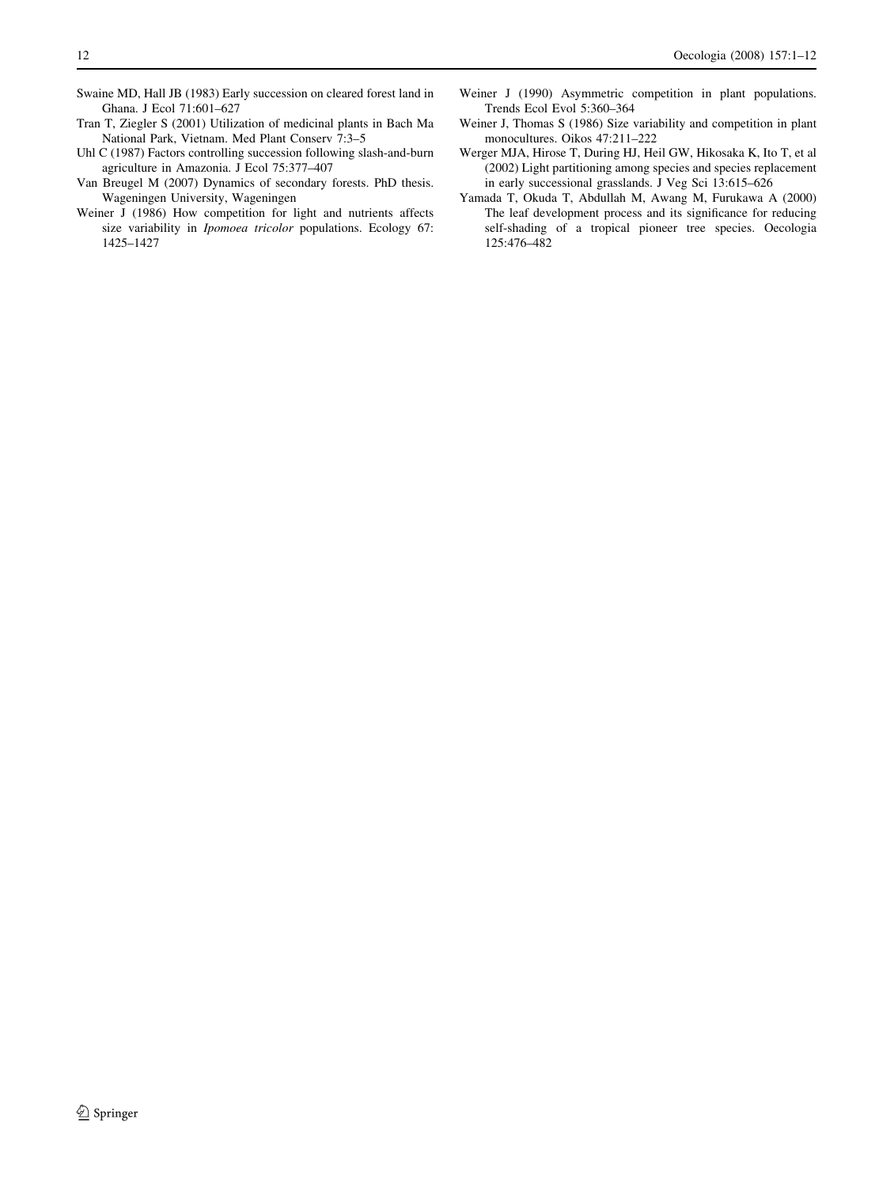Swaine MD, Hall JB (1983) Early succession on cleared forest land in Ghana. J Ecol 71:601–627

Tran T, Ziegler S (2001) Utilization of medicinal plants in Bach Ma National Park, Vietnam. Med Plant Conserv 7:3–5

Uhl C (1987) Factors controlling succession following slash-and-burn agriculture in Amazonia. J Ecol 75:377–407

Van Breugel M (2007) Dynamics of secondary forests. PhD thesis. Wageningen University, Wageningen

Weiner J (1986) How competition for light and nutrients affects size variability in *Ipomoea tricolor* populations. Ecology 67: 1425–1427

Weiner J (1990) Asymmetric competition in plant populations. Trends Ecol Evol 5:360–364

Weiner J, Thomas S (1986) Size variability and competition in plant monocultures. Oikos 47:211–222

Werger MJA, Hirose T, During HJ, Heil GW, Hikosaka K, Ito T, et al (2002) Light partitioning among species and species replacement in early successional grasslands. J Veg Sci 13:615–626

Yamada T, Okuda T, Abdullah M, Awang M, Furukawa A (2000) The leaf development process and its significance for reducing self-shading of a tropical pioneer tree species. Oecologia 125:476–482